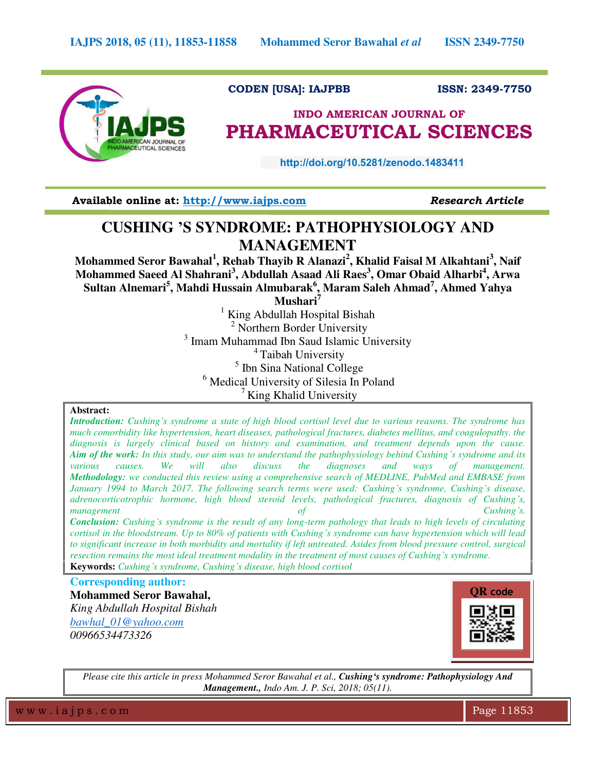CODEN [USA]: IAJPBB ISSN: 2349-7750

INDO AMERICAN JOURNAL OF
PHARMACEUTICAL SCIENCES

http://doi.org/10.5281/zenodo.1483411

Available online at: http://www.iajps.com *Research Article*

# CUSHING 'S SYNDROME: PATHOPHYSIOLOGY AND MANAGEMENT

**Mohammed Seror Bawahal[1], Rehab Thayib R Alanazi[2], Khalid Faisal M Alkahtani[3], Naif Mohammed Saeed Al Shahrani[3], Abdullah Asaad Ali Raes[3], Omar Obaid Alharbi[4], Arwa Sultan Alnemari[5], Mahdi Hussain Almubarak[6], Maram Saleh Ahmad[7], Ahmed Yahya Mushari[7]**

[1] King Abdullah Hospital Bishah
[2] Northern Border University
[3] Imam Muhammad Ibn Saud Islamic University
[4] Taibah University
[5] Ibn Sina National College
[6] Medical University of Silesia In Poland
[7] King Khalid University

**Abstract:**

***Introduction:*** *Cushing's syndrome a state of high blood cortisol level due to various reasons. The syndrome has much comorbidity like hypertension, heart diseases, pathological fractures, diabetes mellitus, and coagulopathy. the diagnosis is largely clinical based on history and examination, and treatment depends upon the cause.*
***Aim of the work:*** *In this study, our aim was to understand the pathophysiology behind Cushing's syndrome and its various causes. We will also discuss the diagnoses and ways of management.*
***Methodology:*** *we conducted this review using a comprehensive search of MEDLINE, PubMed and EMBASE from January 1994 to March 2017. The following search terms were used: Cushing's syndrome, Cushing's disease, adrenocorticotrophic hormone, high blood steroid levels, pathological fractures, diagnosis of Cushing's, management of Cushing's.*
***Conclusion:*** *Cushing's syndrome is the result of any long-term pathology that leads to high levels of circulating cortisol in the bloodstream. Up to 80% of patients with Cushing's syndrome can have hypertension which will lead to significant increase in both morbidity and mortality if left untreated. Asides from blood pressure control, surgical resection remains the most ideal treatment modality in the treatment of most causes of Cushing's syndrome.*

**Keywords:** *Cushing's syndrome, Cushing's disease, high blood cortisol*

**Corresponding author:**

**Mohammed Seror Bawahal,**
*King Abdullah Hospital Bishah*
*bawhal_01@yahoo.com*
*00966534473326*

QR code

*Please cite this article in press Mohammed Seror Bawahal et al.,* ***Cushing's syndrome: Pathophysiology And Management.,*** *Indo Am. J. P. Sci, 2018; 05(11).*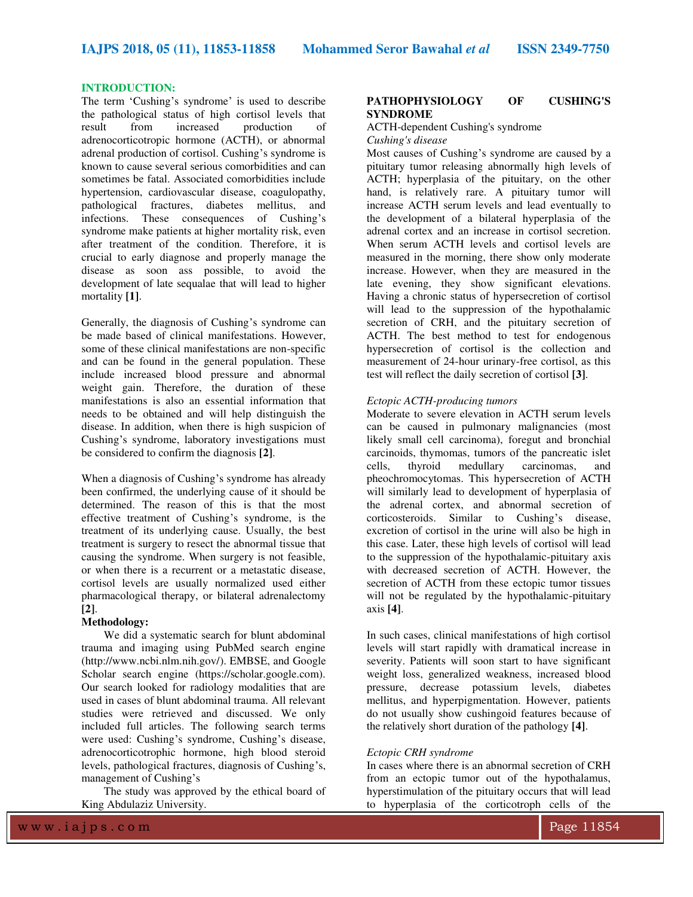## INTRODUCTION:

The term 'Cushing's syndrome' is used to describe the pathological status of high cortisol levels that result from increased production of adrenocorticotropic hormone (ACTH), or abnormal adrenal production of cortisol. Cushing's syndrome is known to cause several serious comorbidities and can sometimes be fatal. Associated comorbidities include hypertension, cardiovascular disease, coagulopathy, pathological fractures, diabetes mellitus, and infections. These consequences of Cushing's syndrome make patients at higher mortality risk, even after treatment of the condition. Therefore, it is crucial to early diagnose and properly manage the disease as soon ass possible, to avoid the development of late sequalae that will lead to higher mortality **[1]**.

Generally, the diagnosis of Cushing's syndrome can be made based of clinical manifestations. However, some of these clinical manifestations are non-specific and can be found in the general population. These include increased blood pressure and abnormal weight gain. Therefore, the duration of these manifestations is also an essential information that needs to be obtained and will help distinguish the disease. In addition, when there is high suspicion of Cushing's syndrome, laboratory investigations must be considered to confirm the diagnosis **[2]**.

When a diagnosis of Cushing's syndrome has already been confirmed, the underlying cause of it should be determined. The reason of this is that the most effective treatment of Cushing's syndrome, is the treatment of its underlying cause. Usually, the best treatment is surgery to resect the abnormal tissue that causing the syndrome. When surgery is not feasible, or when there is a recurrent or a metastatic disease, cortisol levels are usually normalized used either pharmacological therapy, or bilateral adrenalectomy **[2]**.

### Methodology:

We did a systematic search for blunt abdominal trauma and imaging using PubMed search engine (http://www.ncbi.nlm.nih.gov/). EMBSE, and Google Scholar search engine (https://scholar.google.com). Our search looked for radiology modalities that are used in cases of blunt abdominal trauma. All relevant studies were retrieved and discussed. We only included full articles. The following search terms were used: Cushing's syndrome, Cushing's disease, adrenocorticotrophic hormone, high blood steroid levels, pathological fractures, diagnosis of Cushing's, management of Cushing's

The study was approved by the ethical board of King Abdulaziz University.

## PATHOPHYSIOLOGY OF CUSHING'S SYNDROME

ACTH-dependent Cushing's syndrome

*Cushing's disease*

Most causes of Cushing's syndrome are caused by a pituitary tumor releasing abnormally high levels of ACTH; hyperplasia of the pituitary, on the other hand, is relatively rare. A pituitary tumor will increase ACTH serum levels and lead eventually to the development of a bilateral hyperplasia of the adrenal cortex and an increase in cortisol secretion. When serum ACTH levels and cortisol levels are measured in the morning, there show only moderate increase. However, when they are measured in the late evening, they show significant elevations. Having a chronic status of hypersecretion of cortisol will lead to the suppression of the hypothalamic secretion of CRH, and the pituitary secretion of ACTH. The best method to test for endogenous hypersecretion of cortisol is the collection and measurement of 24-hour urinary-free cortisol, as this test will reflect the daily secretion of cortisol **[3]**.

*Ectopic ACTH-producing tumors*

Moderate to severe elevation in ACTH serum levels can be caused in pulmonary malignancies (most likely small cell carcinoma), foregut and bronchial carcinoids, thymomas, tumors of the pancreatic islet cells, thyroid medullary carcinomas, and pheochromocytomas. This hypersecretion of ACTH will similarly lead to development of hyperplasia of the adrenal cortex, and abnormal secretion of corticosteroids. Similar to Cushing's disease, excretion of cortisol in the urine will also be high in this case. Later, these high levels of cortisol will lead to the suppression of the hypothalamic-pituitary axis with decreased secretion of ACTH. However, the secretion of ACTH from these ectopic tumor tissues will not be regulated by the hypothalamic-pituitary axis **[4]**.

In such cases, clinical manifestations of high cortisol levels will start rapidly with dramatical increase in severity. Patients will soon start to have significant weight loss, generalized weakness, increased blood pressure, decrease potassium levels, diabetes mellitus, and hyperpigmentation. However, patients do not usually show cushingoid features because of the relatively short duration of the pathology **[4]**.

*Ectopic CRH syndrome*

In cases where there is an abnormal secretion of CRH from an ectopic tumor out of the hypothalamus, hyperstimulation of the pituitary occurs that will lead to hyperplasia of the corticotroph cells of the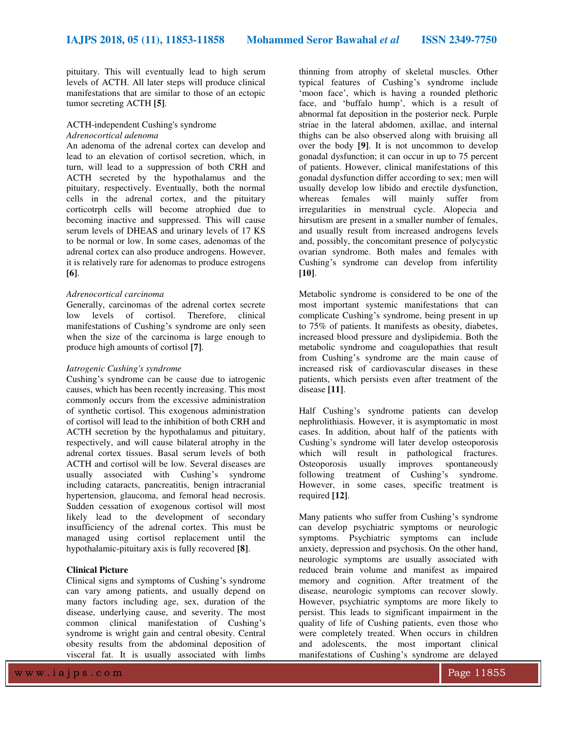pituitary. This will eventually lead to high serum levels of ACTH. All later steps will produce clinical manifestations that are similar to those of an ectopic tumor secreting ACTH **[5]**.

ACTH-independent Cushing's syndrome

*Adrenocortical adenoma*

An adenoma of the adrenal cortex can develop and lead to an elevation of cortisol secretion, which, in turn, will lead to a suppression of both CRH and ACTH secreted by the hypothalamus and the pituitary, respectively. Eventually, both the normal cells in the adrenal cortex, and the pituitary corticotrph cells will become atrophied due to becoming inactive and suppressed. This will cause serum levels of DHEAS and urinary levels of 17 KS to be normal or low. In some cases, adenomas of the adrenal cortex can also produce androgens. However, it is relatively rare for adenomas to produce estrogens **[6]**.

*Adrenocortical carcinoma*

Generally, carcinomas of the adrenal cortex secrete low levels of cortisol. Therefore, clinical manifestations of Cushing's syndrome are only seen when the size of the carcinoma is large enough to produce high amounts of cortisol **[7]**.

*Iatrogenic Cushing's syndrome*

Cushing's syndrome can be cause due to iatrogenic causes, which has been recently increasing. This most commonly occurs from the excessive administration of synthetic cortisol. This exogenous administration of cortisol will lead to the inhibition of both CRH and ACTH secretion by the hypothalamus and pituitary, respectively, and will cause bilateral atrophy in the adrenal cortex tissues. Basal serum levels of both ACTH and cortisol will be low. Several diseases are usually associated with Cushing's syndrome including cataracts, pancreatitis, benign intracranial hypertension, glaucoma, and femoral head necrosis. Sudden cessation of exogenous cortisol will most likely lead to the development of secondary insufficiency of the adrenal cortex. This must be managed using cortisol replacement until the hypothalamic-pituitary axis is fully recovered **[8]**.

**Clinical Picture**

Clinical signs and symptoms of Cushing's syndrome can vary among patients, and usually depend on many factors including age, sex, duration of the disease, underlying cause, and severity. The most common clinical manifestation of Cushing's syndrome is wright gain and central obesity. Central obesity results from the abdominal deposition of visceral fat. It is usually associated with limbs thinning from atrophy of skeletal muscles. Other typical features of Cushing's syndrome include 'moon face', which is having a rounded plethoric face, and 'buffalo hump', which is a result of abnormal fat deposition in the posterior neck. Purple striae in the lateral abdomen, axillae, and internal thighs can be also observed along with bruising all over the body **[9]**. It is not uncommon to develop gonadal dysfunction; it can occur in up to 75 percent of patients. However, clinical manifestations of this gonadal dysfunction differ according to sex; men will usually develop low libido and erectile dysfunction, whereas females will mainly suffer from irregularities in menstrual cycle. Alopecia and hirsutism are present in a smaller number of females, and usually result from increased androgens levels and, possibly, the concomitant presence of polycystic ovarian syndrome. Both males and females with Cushing's syndrome can develop from infertility **[10]**.

Metabolic syndrome is considered to be one of the most important systemic manifestations that can complicate Cushing's syndrome, being present in up to 75% of patients. It manifests as obesity, diabetes, increased blood pressure and dyslipidemia. Both the metabolic syndrome and coagulopathies that result from Cushing's syndrome are the main cause of increased risk of cardiovascular diseases in these patients, which persists even after treatment of the disease **[11]**.

Half Cushing's syndrome patients can develop nephrolithiasis. However, it is asymptomatic in most cases. In addition, about half of the patients with Cushing's syndrome will later develop osteoporosis which will result in pathological fractures. Osteoporosis usually improves spontaneously following treatment of Cushing's syndrome. However, in some cases, specific treatment is required **[12]**.

Many patients who suffer from Cushing's syndrome can develop psychiatric symptoms or neurologic symptoms. Psychiatric symptoms can include anxiety, depression and psychosis. On the other hand, neurologic symptoms are usually associated with reduced brain volume and manifest as impaired memory and cognition. After treatment of the disease, neurologic symptoms can recover slowly. However, psychiatric symptoms are more likely to persist. This leads to significant impairment in the quality of life of Cushing patients, even those who were completely treated. When occurs in children and adolescents, the most important clinical manifestations of Cushing's syndrome are delayed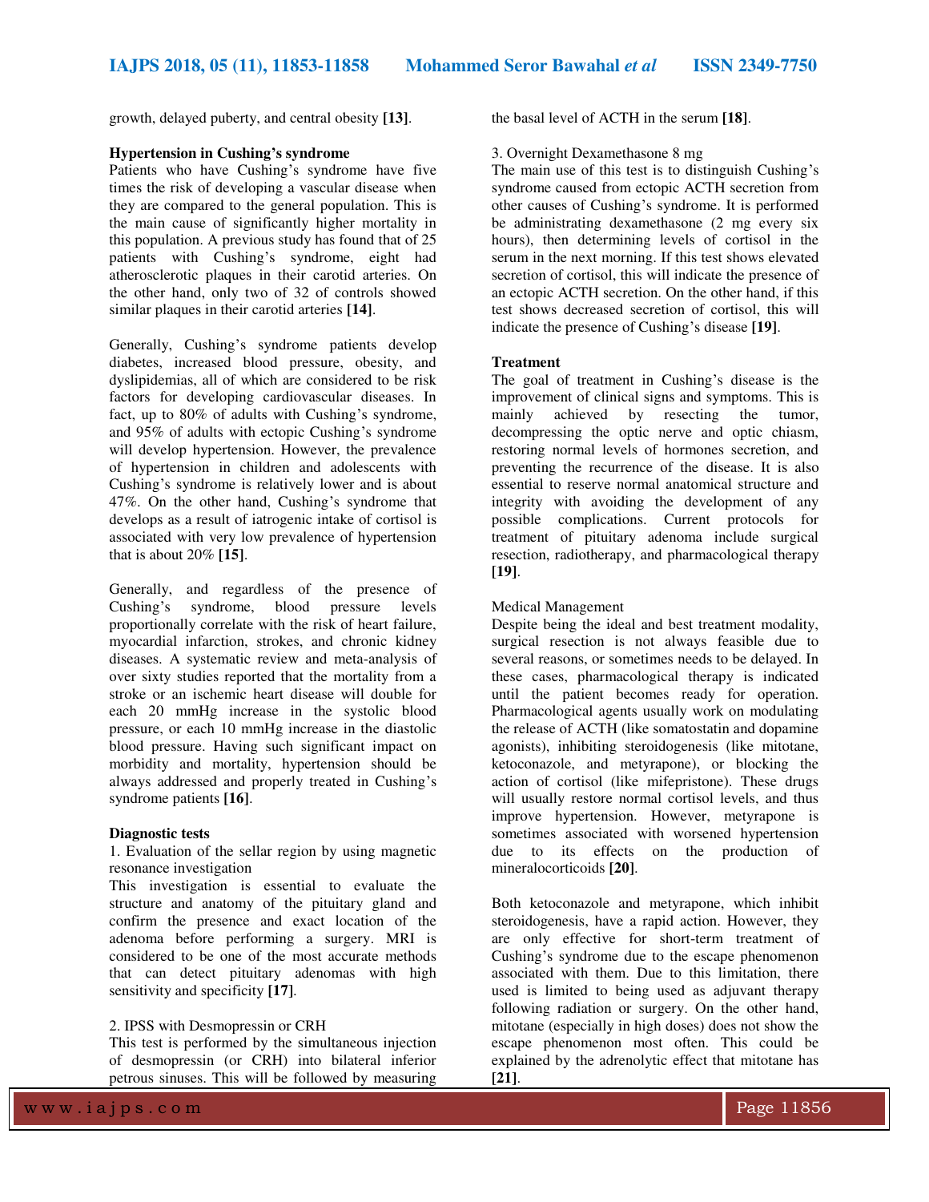growth, delayed puberty, and central obesity **[13]**.

**Hypertension in Cushing's syndrome**

Patients who have Cushing's syndrome have five times the risk of developing a vascular disease when they are compared to the general population. This is the main cause of significantly higher mortality in this population. A previous study has found that of 25 patients with Cushing's syndrome, eight had atherosclerotic plaques in their carotid arteries. On the other hand, only two of 32 of controls showed similar plaques in their carotid arteries **[14]**.

Generally, Cushing's syndrome patients develop diabetes, increased blood pressure, obesity, and dyslipidemias, all of which are considered to be risk factors for developing cardiovascular diseases. In fact, up to 80% of adults with Cushing's syndrome, and 95% of adults with ectopic Cushing's syndrome will develop hypertension. However, the prevalence of hypertension in children and adolescents with Cushing's syndrome is relatively lower and is about 47%. On the other hand, Cushing's syndrome that develops as a result of iatrogenic intake of cortisol is associated with very low prevalence of hypertension that is about 20% **[15]**.

Generally, and regardless of the presence of Cushing's syndrome, blood pressure levels proportionally correlate with the risk of heart failure, myocardial infarction, strokes, and chronic kidney diseases. A systematic review and meta-analysis of over sixty studies reported that the mortality from a stroke or an ischemic heart disease will double for each 20 mmHg increase in the systolic blood pressure, or each 10 mmHg increase in the diastolic blood pressure. Having such significant impact on morbidity and mortality, hypertension should be always addressed and properly treated in Cushing's syndrome patients **[16]**.

**Diagnostic tests**

1. Evaluation of the sellar region by using magnetic resonance investigation

This investigation is essential to evaluate the structure and anatomy of the pituitary gland and confirm the presence and exact location of the adenoma before performing a surgery. MRI is considered to be one of the most accurate methods that can detect pituitary adenomas with high sensitivity and specificity **[17]**.

2. IPSS with Desmopressin or CRH

This test is performed by the simultaneous injection of desmopressin (or CRH) into bilateral inferior petrous sinuses. This will be followed by measuring the basal level of ACTH in the serum **[18]**.

3. Overnight Dexamethasone 8 mg

The main use of this test is to distinguish Cushing's syndrome caused from ectopic ACTH secretion from other causes of Cushing's syndrome. It is performed be administrating dexamethasone (2 mg every six hours), then determining levels of cortisol in the serum in the next morning. If this test shows elevated secretion of cortisol, this will indicate the presence of an ectopic ACTH secretion. On the other hand, if this test shows decreased secretion of cortisol, this will indicate the presence of Cushing's disease **[19]**.

**Treatment**

The goal of treatment in Cushing's disease is the improvement of clinical signs and symptoms. This is mainly achieved by resecting the tumor, decompressing the optic nerve and optic chiasm, restoring normal levels of hormones secretion, and preventing the recurrence of the disease. It is also essential to reserve normal anatomical structure and integrity with avoiding the development of any possible complications. Current protocols for treatment of pituitary adenoma include surgical resection, radiotherapy, and pharmacological therapy **[19]**.

Medical Management

Despite being the ideal and best treatment modality, surgical resection is not always feasible due to several reasons, or sometimes needs to be delayed. In these cases, pharmacological therapy is indicated until the patient becomes ready for operation. Pharmacological agents usually work on modulating the release of ACTH (like somatostatin and dopamine agonists), inhibiting steroidogenesis (like mitotane, ketoconazole, and metyrapone), or blocking the action of cortisol (like mifepristone). These drugs will usually restore normal cortisol levels, and thus improve hypertension. However, metyrapone is sometimes associated with worsened hypertension due to its effects on the production of mineralocorticoids **[20]**.

Both ketoconazole and metyrapone, which inhibit steroidogenesis, have a rapid action. However, they are only effective for short-term treatment of Cushing's syndrome due to the escape phenomenon associated with them. Due to this limitation, there used is limited to being used as adjuvant therapy following radiation or surgery. On the other hand, mitotane (especially in high doses) does not show the escape phenomenon most often. This could be explained by the adrenolytic effect that mitotane has **[21]**.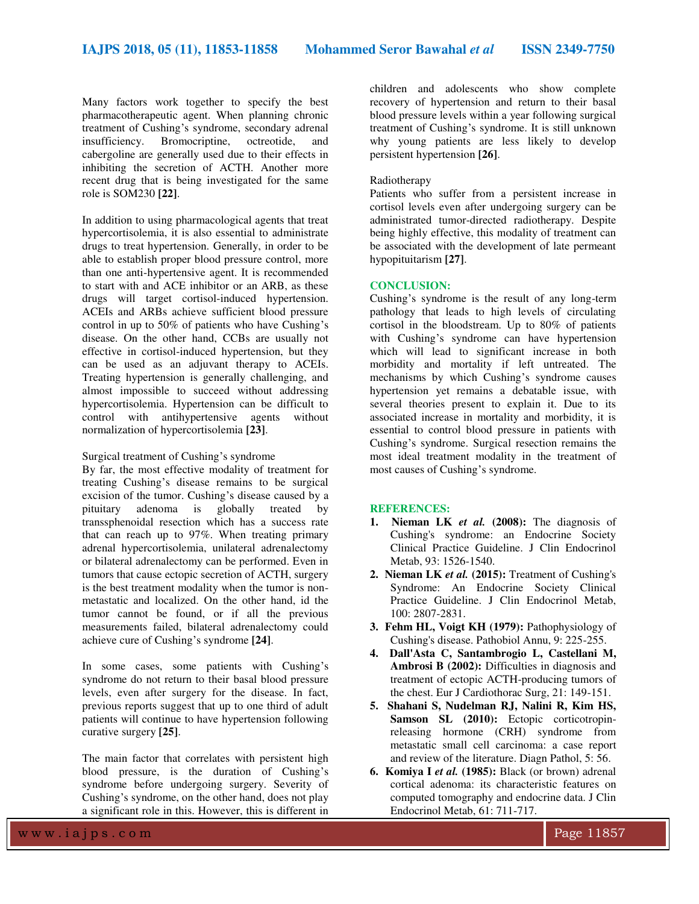Many factors work together to specify the best pharmacotherapeutic agent. When planning chronic treatment of Cushing's syndrome, secondary adrenal insufficiency. Bromocriptine, octreotide, and cabergoline are generally used due to their effects in inhibiting the secretion of ACTH. Another more recent drug that is being investigated for the same role is SOM230 **[22]**.

In addition to using pharmacological agents that treat hypercortisolemia, it is also essential to administrate drugs to treat hypertension. Generally, in order to be able to establish proper blood pressure control, more than one anti-hypertensive agent. It is recommended to start with and ACE inhibitor or an ARB, as these drugs will target cortisol-induced hypertension. ACEIs and ARBs achieve sufficient blood pressure control in up to 50% of patients who have Cushing's disease. On the other hand, CCBs are usually not effective in cortisol-induced hypertension, but they can be used as an adjuvant therapy to ACEIs. Treating hypertension is generally challenging, and almost impossible to succeed without addressing hypercortisolemia. Hypertension can be difficult to control with antihypertensive agents without normalization of hypercortisolemia **[23]**.

Surgical treatment of Cushing's syndrome

By far, the most effective modality of treatment for treating Cushing's disease remains to be surgical excision of the tumor. Cushing's disease caused by a pituitary adenoma is globally treated by transsphenoidal resection which has a success rate that can reach up to 97%. When treating primary adrenal hypercortisolemia, unilateral adrenalectomy or bilateral adrenalectomy can be performed. Even in tumors that cause ectopic secretion of ACTH, surgery is the best treatment modality when the tumor is non-metastatic and localized. On the other hand, id the tumor cannot be found, or if all the previous measurements failed, bilateral adrenalectomy could achieve cure of Cushing's syndrome **[24]**.

In some cases, some patients with Cushing's syndrome do not return to their basal blood pressure levels, even after surgery for the disease. In fact, previous reports suggest that up to one third of adult patients will continue to have hypertension following curative surgery **[25]**.

The main factor that correlates with persistent high blood pressure, is the duration of Cushing's syndrome before undergoing surgery. Severity of Cushing's syndrome, on the other hand, does not play a significant role in this. However, this is different in children and adolescents who show complete recovery of hypertension and return to their basal blood pressure levels within a year following surgical treatment of Cushing's syndrome. It is still unknown why young patients are less likely to develop persistent hypertension **[26]**.

Radiotherapy

Patients who suffer from a persistent increase in cortisol levels even after undergoing surgery can be administrated tumor-directed radiotherapy. Despite being highly effective, this modality of treatment can be associated with the development of late permeant hypopituitarism **[27]**.

## CONCLUSION:

Cushing's syndrome is the result of any long-term pathology that leads to high levels of circulating cortisol in the bloodstream. Up to 80% of patients with Cushing's syndrome can have hypertension which will lead to significant increase in both morbidity and mortality if left untreated. The mechanisms by which Cushing's syndrome causes hypertension yet remains a debatable issue, with several theories present to explain it. Due to its associated increase in mortality and morbidity, it is essential to control blood pressure in patients with Cushing's syndrome. Surgical resection remains the most ideal treatment modality in the treatment of most causes of Cushing's syndrome.

## REFERENCES:

1. **Nieman LK *et al.* (2008):** The diagnosis of Cushing's syndrome: an Endocrine Society Clinical Practice Guideline. J Clin Endocrinol Metab, 93: 1526-1540.
2. **Nieman LK *et al.* (2015):** Treatment of Cushing's Syndrome: An Endocrine Society Clinical Practice Guideline. J Clin Endocrinol Metab, 100: 2807-2831.
3. **Fehm HL, Voigt KH (1979):** Pathophysiology of Cushing's disease. Pathobiol Annu, 9: 225-255.
4. **Dall'Asta C, Santambrogio L, Castellani M, Ambrosi B (2002):** Difficulties in diagnosis and treatment of ectopic ACTH-producing tumors of the chest. Eur J Cardiothorac Surg, 21: 149-151.
5. **Shahani S, Nudelman RJ, Nalini R, Kim HS, Samson SL (2010):** Ectopic corticotropin-releasing hormone (CRH) syndrome from metastatic small cell carcinoma: a case report and review of the literature. Diagn Pathol, 5: 56.
6. **Komiya I *et al.* (1985):** Black (or brown) adrenal cortical adenoma: its characteristic features on computed tomography and endocrine data. J Clin Endocrinol Metab, 61: 711-717.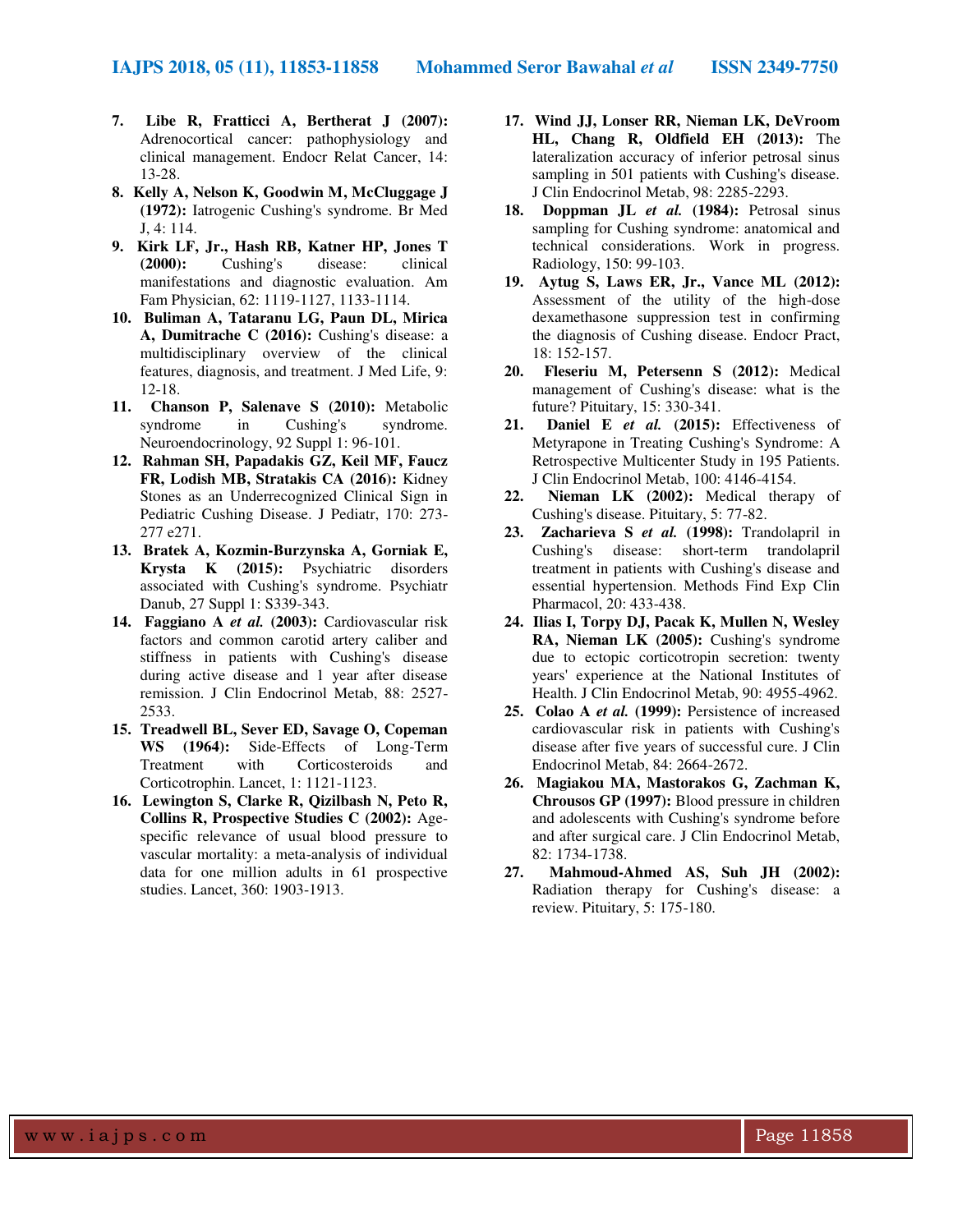7. **Libe R, Fratticci A, Bertherat J (2007):** Adrenocortical cancer: pathophysiology and clinical management. Endocr Relat Cancer, 14: 13-28.
8. **Kelly A, Nelson K, Goodwin M, McCluggage J (1972):** Iatrogenic Cushing's syndrome. Br Med J, 4: 114.
9. **Kirk LF, Jr., Hash RB, Katner HP, Jones T (2000):** Cushing's disease: clinical manifestations and diagnostic evaluation. Am Fam Physician, 62: 1119-1127, 1133-1114.
10. **Buliman A, Tataranu LG, Paun DL, Mirica A, Dumitrache C (2016):** Cushing's disease: a multidisciplinary overview of the clinical features, diagnosis, and treatment. J Med Life, 9: 12-18.
11. **Chanson P, Salenave S (2010):** Metabolic syndrome in Cushing's syndrome. Neuroendocrinology, 92 Suppl 1: 96-101.
12. **Rahman SH, Papadakis GZ, Keil MF, Faucz FR, Lodish MB, Stratakis CA (2016):** Kidney Stones as an Underrecognized Clinical Sign in Pediatric Cushing Disease. J Pediatr, 170: 273-277 e271.
13. **Bratek A, Kozmin-Burzynska A, Gorniak E, Krysta K (2015):** Psychiatric disorders associated with Cushing's syndrome. Psychiatr Danub, 27 Suppl 1: S339-343.
14. **Faggiano A *et al.* (2003):** Cardiovascular risk factors and common carotid artery caliber and stiffness in patients with Cushing's disease during active disease and 1 year after disease remission. J Clin Endocrinol Metab, 88: 2527-2533.
15. **Treadwell BL, Sever ED, Savage O, Copeman WS (1964):** Side-Effects of Long-Term Treatment with Corticosteroids and Corticotrophin. Lancet, 1: 1121-1123.
16. **Lewington S, Clarke R, Qizilbash N, Peto R, Collins R, Prospective Studies C (2002):** Age-specific relevance of usual blood pressure to vascular mortality: a meta-analysis of individual data for one million adults in 61 prospective studies. Lancet, 360: 1903-1913.
17. **Wind JJ, Lonser RR, Nieman LK, DeVroom HL, Chang R, Oldfield EH (2013):** The lateralization accuracy of inferior petrosal sinus sampling in 501 patients with Cushing's disease. J Clin Endocrinol Metab, 98: 2285-2293.
18. **Doppman JL *et al.* (1984):** Petrosal sinus sampling for Cushing syndrome: anatomical and technical considerations. Work in progress. Radiology, 150: 99-103.
19. **Aytug S, Laws ER, Jr., Vance ML (2012):** Assessment of the utility of the high-dose dexamethasone suppression test in confirming the diagnosis of Cushing disease. Endocr Pract, 18: 152-157.
20. **Fleseriu M, Petersenn S (2012):** Medical management of Cushing's disease: what is the future? Pituitary, 15: 330-341.
21. **Daniel E *et al.* (2015):** Effectiveness of Metyrapone in Treating Cushing's Syndrome: A Retrospective Multicenter Study in 195 Patients. J Clin Endocrinol Metab, 100: 4146-4154.
22. **Nieman LK (2002):** Medical therapy of Cushing's disease. Pituitary, 5: 77-82.
23. **Zacharieva S *et al.* (1998):** Trandolapril in Cushing's disease: short-term trandolapril treatment in patients with Cushing's disease and essential hypertension. Methods Find Exp Clin Pharmacol, 20: 433-438.
24. **Ilias I, Torpy DJ, Pacak K, Mullen N, Wesley RA, Nieman LK (2005):** Cushing's syndrome due to ectopic corticotropin secretion: twenty years' experience at the National Institutes of Health. J Clin Endocrinol Metab, 90: 4955-4962.
25. **Colao A *et al.* (1999):** Persistence of increased cardiovascular risk in patients with Cushing's disease after five years of successful cure. J Clin Endocrinol Metab, 84: 2664-2672.
26. **Magiakou MA, Mastorakos G, Zachman K, Chrousos GP (1997):** Blood pressure in children and adolescents with Cushing's syndrome before and after surgical care. J Clin Endocrinol Metab, 82: 1734-1738.
27. **Mahmoud-Ahmed AS, Suh JH (2002):** Radiation therapy for Cushing's disease: a review. Pituitary, 5: 175-180.